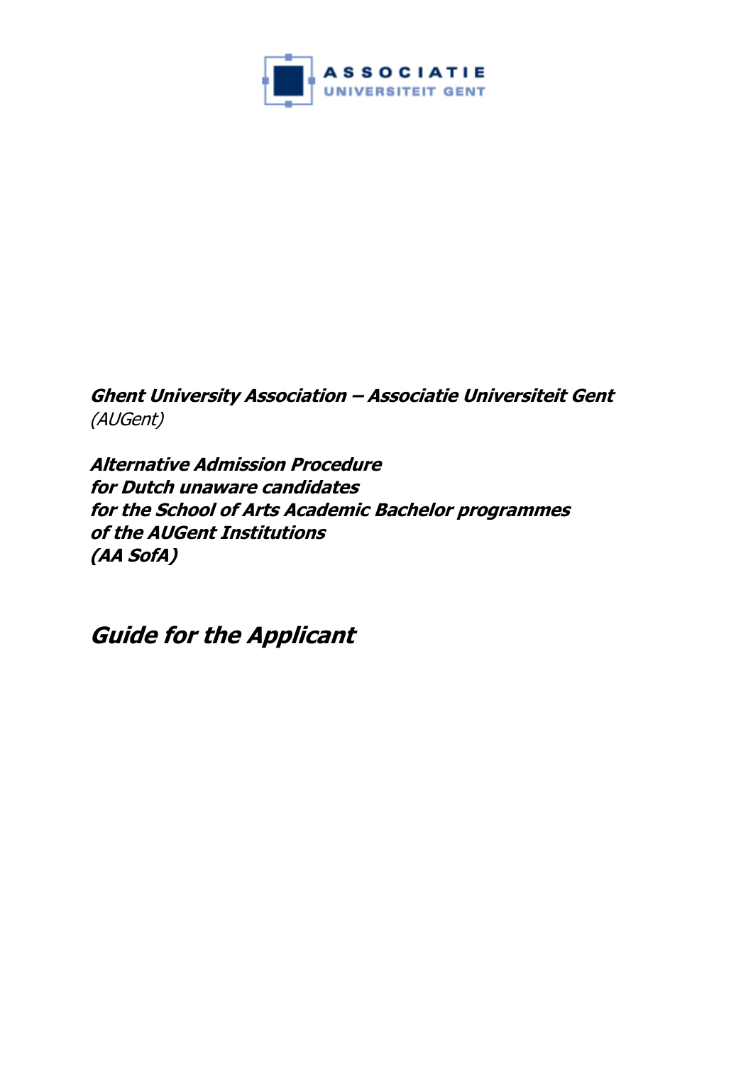ASSOCIATIE
UNIVERSITEIT GENT

***Ghent University Association – Associatie Universiteit Gent***
*(AUGent)*

***Alternative Admission Procedure***
***for Dutch unaware candidates***
***for the School of Arts Academic Bachelor programmes***
***of the AUGent Institutions***
***(AA SofA)***

# *Guide for the Applicant*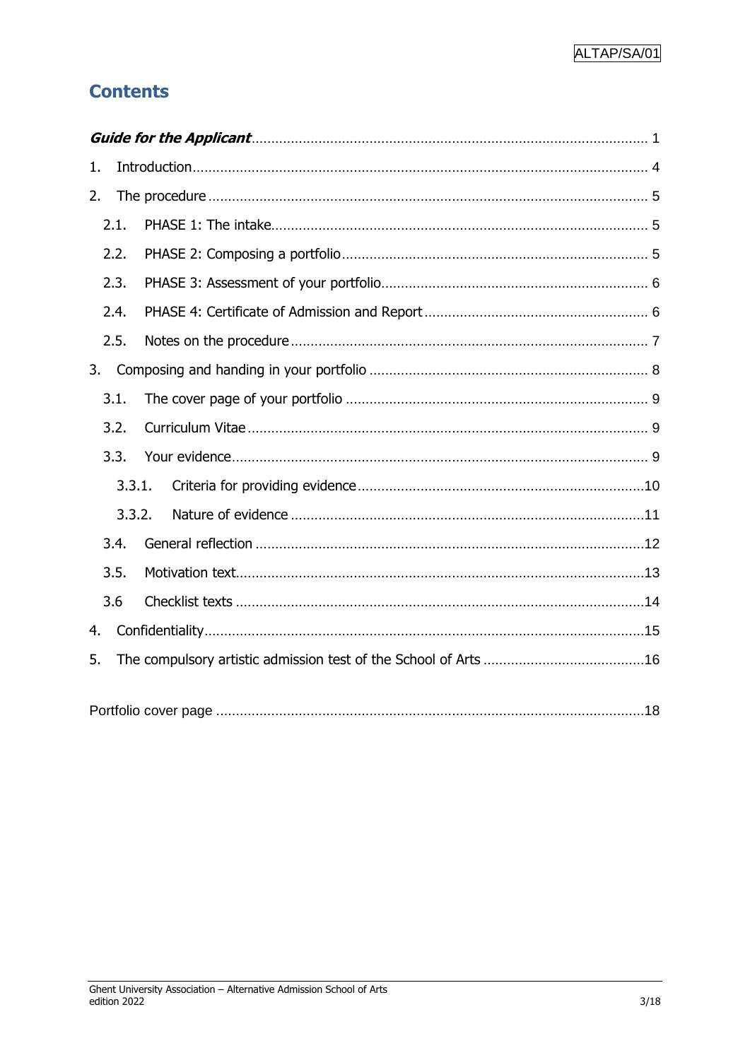# Contents

***Guide for the Applicant*** ........ 1

1. Introduction ........ 4
2. The procedure ........ 5
   - 2.1. PHASE 1: The intake ........ 5
   - 2.2. PHASE 2: Composing a portfolio ........ 5
   - 2.3. PHASE 3: Assessment of your portfolio ........ 6
   - 2.4. PHASE 4: Certificate of Admission and Report ........ 6
   - 2.5. Notes on the procedure ........ 7
3. Composing and handing in your portfolio ........ 8
   - 3.1. The cover page of your portfolio ........ 9
   - 3.2. Curriculum Vitae ........ 9
   - 3.3. Your evidence ........ 9
     - 3.3.1. Criteria for providing evidence ........ 10
     - 3.3.2. Nature of evidence ........ 11
   - 3.4. General reflection ........ 12
   - 3.5. Motivation text ........ 13
   - 3.6 Checklist texts ........ 14
4. Confidentiality ........ 15
5. The compulsory artistic admission test of the School of Arts ........ 16

Portfolio cover page ........ 18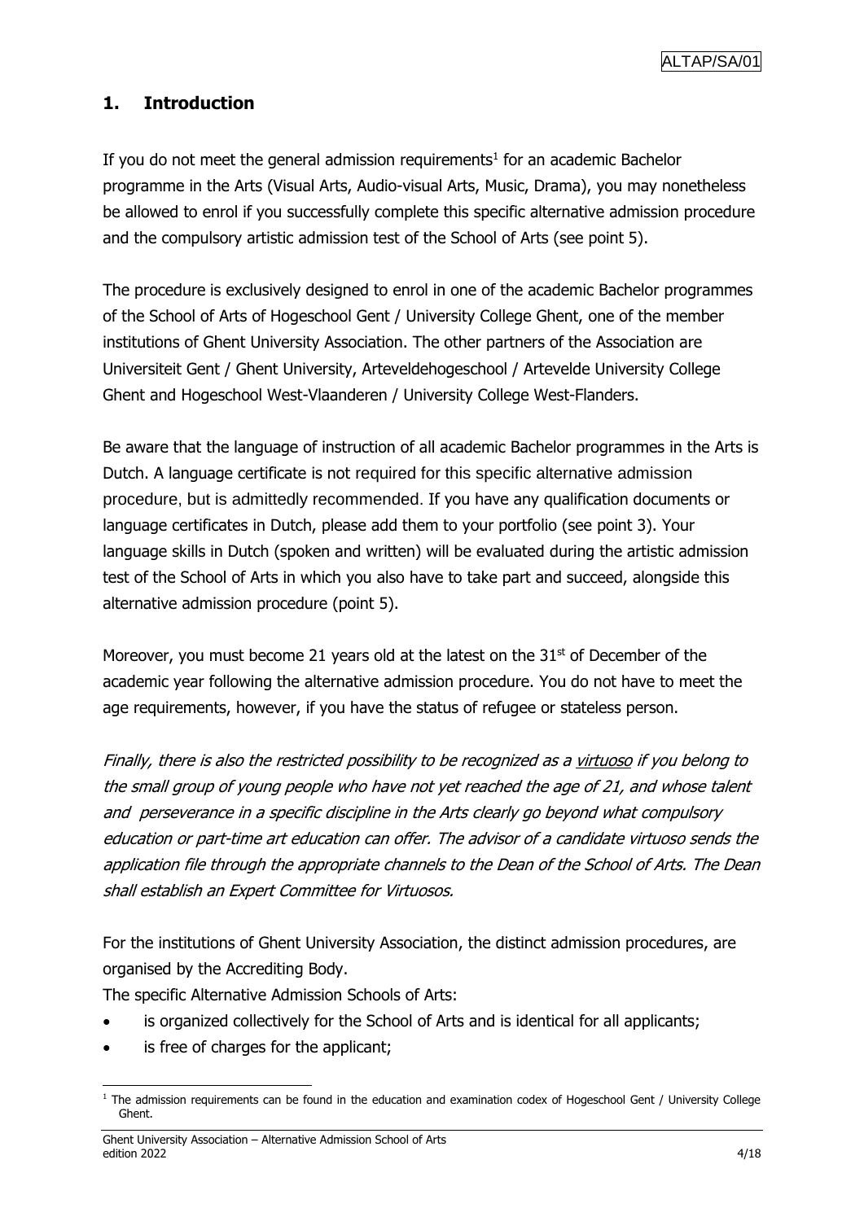## 1. Introduction

If you do not meet the general admission requirements[1] for an academic Bachelor programme in the Arts (Visual Arts, Audio-visual Arts, Music, Drama), you may nonetheless be allowed to enrol if you successfully complete this specific alternative admission procedure and the compulsory artistic admission test of the School of Arts (see point 5).

The procedure is exclusively designed to enrol in one of the academic Bachelor programmes of the School of Arts of Hogeschool Gent / University College Ghent, one of the member institutions of Ghent University Association. The other partners of the Association are Universiteit Gent / Ghent University, Arteveldehogeschool / Artevelde University College Ghent and Hogeschool West-Vlaanderen / University College West-Flanders.

Be aware that the language of instruction of all academic Bachelor programmes in the Arts is Dutch. A language certificate is not required for this specific alternative admission procedure, but is admittedly recommended. If you have any qualification documents or language certificates in Dutch, please add them to your portfolio (see point 3). Your language skills in Dutch (spoken and written) will be evaluated during the artistic admission test of the School of Arts in which you also have to take part and succeed, alongside this alternative admission procedure (point 5).

Moreover, you must become 21 years old at the latest on the 31st of December of the academic year following the alternative admission procedure. You do not have to meet the age requirements, however, if you have the status of refugee or stateless person.

*Finally, there is also the restricted possibility to be recognized as a virtuoso if you belong to the small group of young people who have not yet reached the age of 21, and whose talent and perseverance in a specific discipline in the Arts clearly go beyond what compulsory education or part-time art education can offer. The advisor of a candidate virtuoso sends the application file through the appropriate channels to the Dean of the School of Arts. The Dean shall establish an Expert Committee for Virtuosos.*

For the institutions of Ghent University Association, the distinct admission procedures, are organised by the Accrediting Body.

The specific Alternative Admission Schools of Arts:

- is organized collectively for the School of Arts and is identical for all applicants;
- is free of charges for the applicant;

[1] The admission requirements can be found in the education and examination codex of Hogeschool Gent / University College Ghent.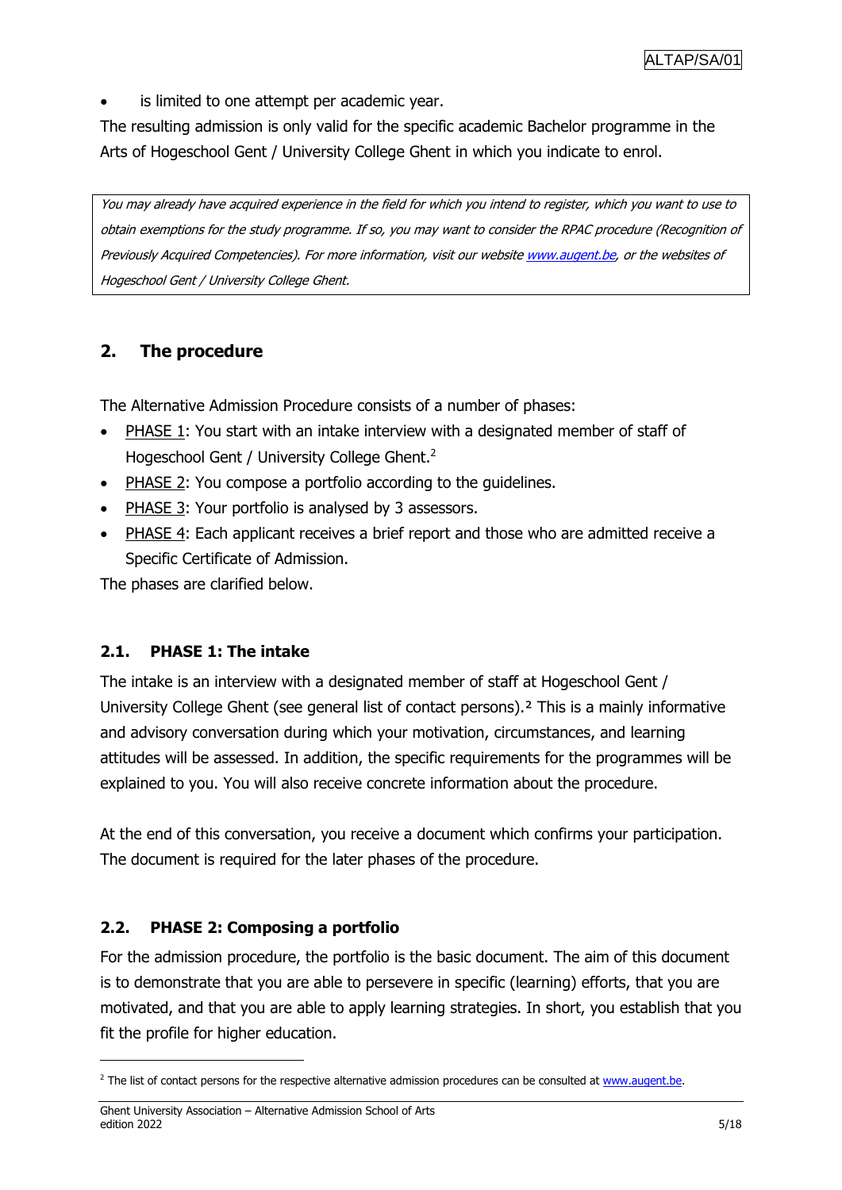- is limited to one attempt per academic year.

The resulting admission is only valid for the specific academic Bachelor programme in the Arts of Hogeschool Gent / University College Ghent in which you indicate to enrol.

*You may already have acquired experience in the field for which you intend to register, which you want to use to obtain exemptions for the study programme. If so, you may want to consider the RPAC procedure (Recognition of Previously Acquired Competencies). For more information, visit our website www.augent.be, or the websites of Hogeschool Gent / University College Ghent.*

## 2. The procedure

The Alternative Admission Procedure consists of a number of phases:

- PHASE 1: You start with an intake interview with a designated member of staff of Hogeschool Gent / University College Ghent.[2]
- PHASE 2: You compose a portfolio according to the guidelines.
- PHASE 3: Your portfolio is analysed by 3 assessors.
- PHASE 4: Each applicant receives a brief report and those who are admitted receive a Specific Certificate of Admission.

The phases are clarified below.

### 2.1. PHASE 1: The intake

The intake is an interview with a designated member of staff at Hogeschool Gent / University College Ghent (see general list of contact persons).[2] This is a mainly informative and advisory conversation during which your motivation, circumstances, and learning attitudes will be assessed. In addition, the specific requirements for the programmes will be explained to you. You will also receive concrete information about the procedure.

At the end of this conversation, you receive a document which confirms your participation. The document is required for the later phases of the procedure.

### 2.2. PHASE 2: Composing a portfolio

For the admission procedure, the portfolio is the basic document. The aim of this document is to demonstrate that you are able to persevere in specific (learning) efforts, that you are motivated, and that you are able to apply learning strategies. In short, you establish that you fit the profile for higher education.

---

[2] The list of contact persons for the respective alternative admission procedures can be consulted at www.augent.be.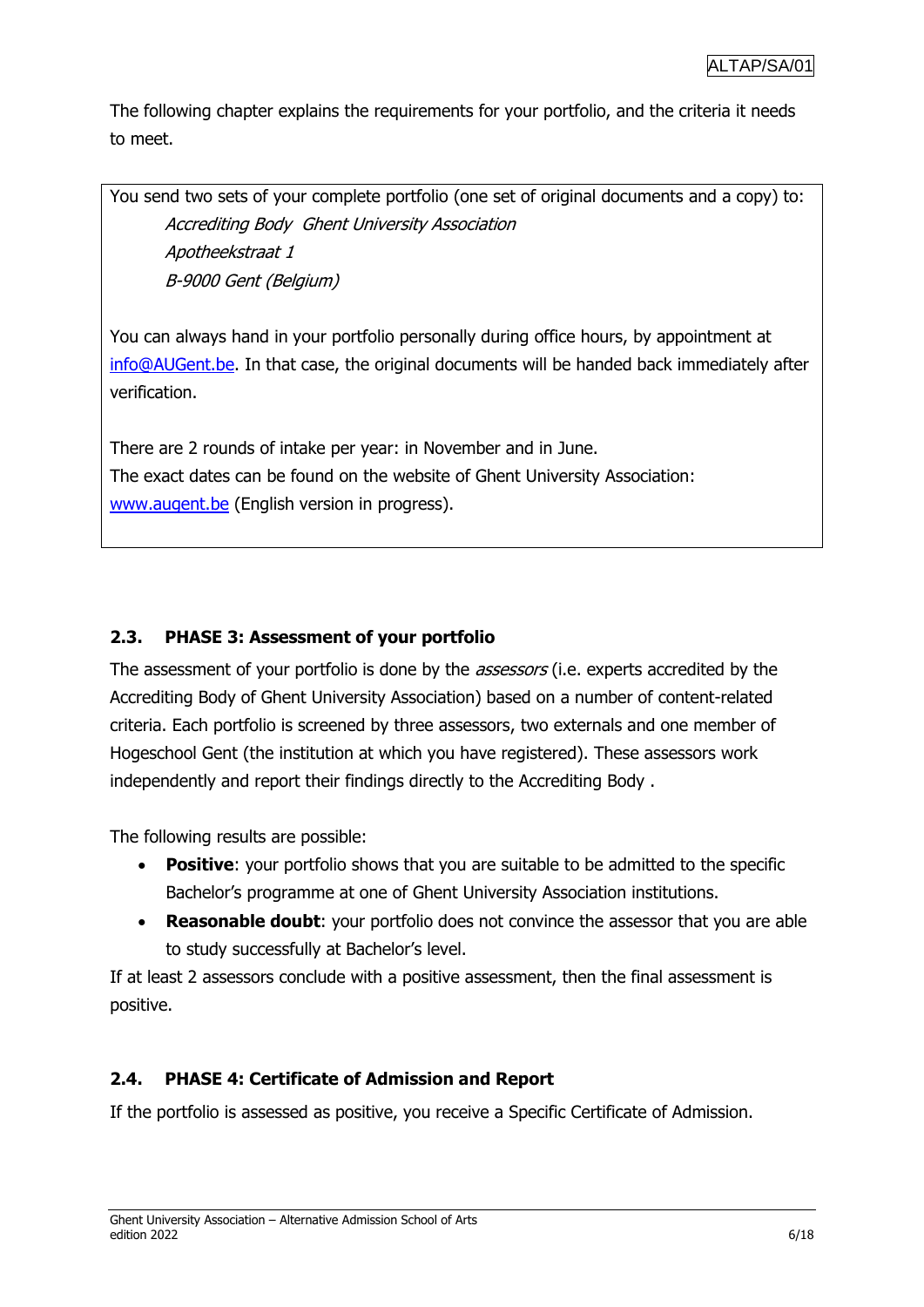The following chapter explains the requirements for your portfolio, and the criteria it needs to meet.

> You send two sets of your complete portfolio (one set of original documents and a copy) to:
>
> *Accrediting Body Ghent University Association*
> *Apotheekstraat 1*
> *B-9000 Gent (Belgium)*
>
> You can always hand in your portfolio personally during office hours, by appointment at info@AUGent.be. In that case, the original documents will be handed back immediately after verification.
>
> There are 2 rounds of intake per year: in November and in June.
> The exact dates can be found on the website of Ghent University Association: www.augent.be (English version in progress).

### 2.3. PHASE 3: Assessment of your portfolio

The assessment of your portfolio is done by the *assessors* (i.e. experts accredited by the Accrediting Body of Ghent University Association) based on a number of content-related criteria. Each portfolio is screened by three assessors, two externals and one member of Hogeschool Gent (the institution at which you have registered). These assessors work independently and report their findings directly to the Accrediting Body .

The following results are possible:

- **Positive**: your portfolio shows that you are suitable to be admitted to the specific Bachelor's programme at one of Ghent University Association institutions.
- **Reasonable doubt**: your portfolio does not convince the assessor that you are able to study successfully at Bachelor's level.

If at least 2 assessors conclude with a positive assessment, then the final assessment is positive.

### 2.4. PHASE 4: Certificate of Admission and Report

If the portfolio is assessed as positive, you receive a Specific Certificate of Admission.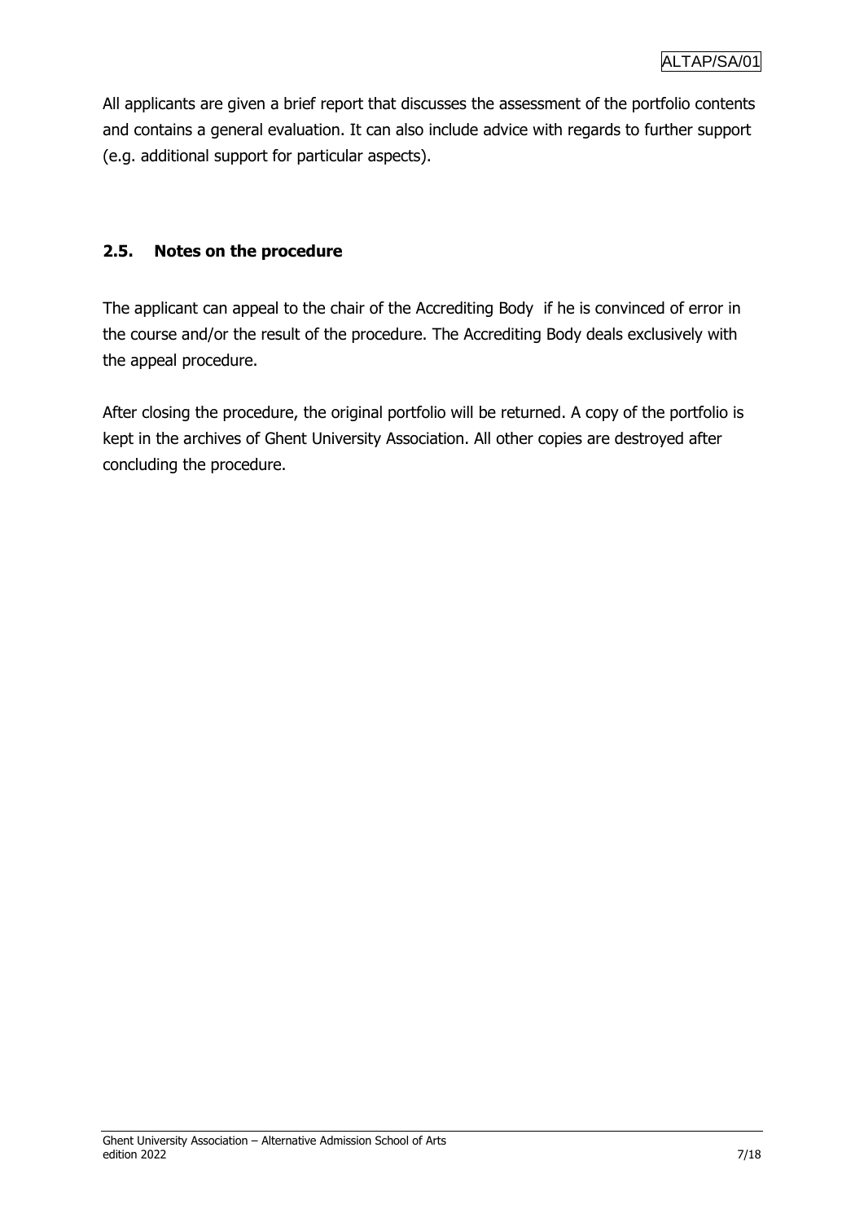All applicants are given a brief report that discusses the assessment of the portfolio contents and contains a general evaluation. It can also include advice with regards to further support (e.g. additional support for particular aspects).

## 2.5. Notes on the procedure

The applicant can appeal to the chair of the Accrediting Body if he is convinced of error in the course and/or the result of the procedure. The Accrediting Body deals exclusively with the appeal procedure.

After closing the procedure, the original portfolio will be returned. A copy of the portfolio is kept in the archives of Ghent University Association. All other copies are destroyed after concluding the procedure.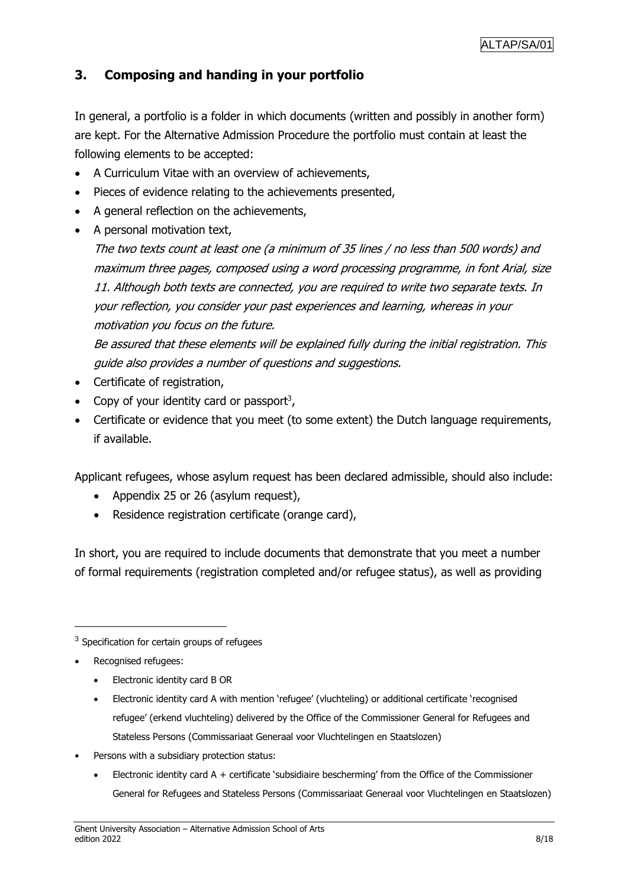## 3. Composing and handing in your portfolio

In general, a portfolio is a folder in which documents (written and possibly in another form) are kept. For the Alternative Admission Procedure the portfolio must contain at least the following elements to be accepted:

- A Curriculum Vitae with an overview of achievements,
- Pieces of evidence relating to the achievements presented,
- A general reflection on the achievements,
- A personal motivation text,

  *The two texts count at least one (a minimum of 35 lines / no less than 500 words) and maximum three pages, composed using a word processing programme, in font Arial, size 11. Although both texts are connected, you are required to write two separate texts. In your reflection, you consider your past experiences and learning, whereas in your motivation you focus on the future.*

  *Be assured that these elements will be explained fully during the initial registration. This guide also provides a number of questions and suggestions.*
- Certificate of registration,
- Copy of your identity card or passport[3],
- Certificate or evidence that you meet (to some extent) the Dutch language requirements, if available.

Applicant refugees, whose asylum request has been declared admissible, should also include:

- Appendix 25 or 26 (asylum request),
- Residence registration certificate (orange card),

In short, you are required to include documents that demonstrate that you meet a number of formal requirements (registration completed and/or refugee status), as well as providing

---

[3] Specification for certain groups of refugees

- Recognised refugees:
  - Electronic identity card B OR
  - Electronic identity card A with mention 'refugee' (vluchteling) or additional certificate 'recognised refugee' (erkend vluchteling) delivered by the Office of the Commissioner General for Refugees and Stateless Persons (Commissariaat Generaal voor Vluchtelingen en Staatslozen)
- Persons with a subsidiary protection status:
  - Electronic identity card A + certificate 'subsidiaire bescherming' from the Office of the Commissioner General for Refugees and Stateless Persons (Commissariaat Generaal voor Vluchtelingen en Staatslozen)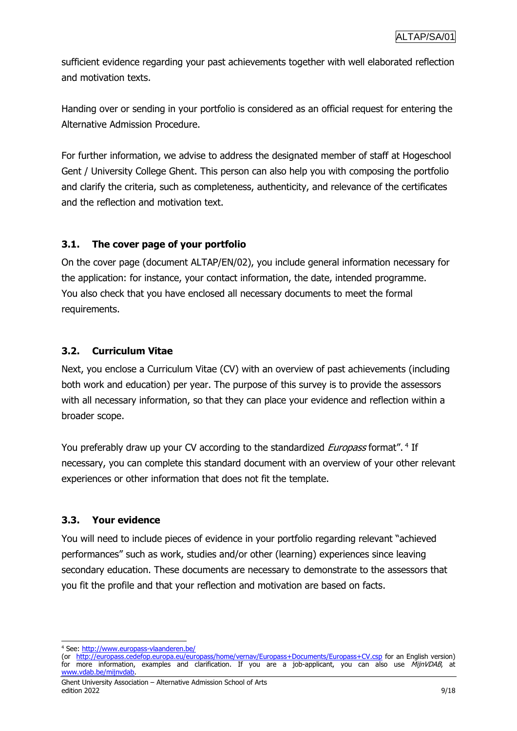sufficient evidence regarding your past achievements together with well elaborated reflection and motivation texts.

Handing over or sending in your portfolio is considered as an official request for entering the Alternative Admission Procedure.

For further information, we advise to address the designated member of staff at Hogeschool Gent / University College Ghent. This person can also help you with composing the portfolio and clarify the criteria, such as completeness, authenticity, and relevance of the certificates and the reflection and motivation text.

### 3.1. The cover page of your portfolio

On the cover page (document ALTAP/EN/02), you include general information necessary for the application: for instance, your contact information, the date, intended programme. You also check that you have enclosed all necessary documents to meet the formal requirements.

### 3.2. Curriculum Vitae

Next, you enclose a Curriculum Vitae (CV) with an overview of past achievements (including both work and education) per year. The purpose of this survey is to provide the assessors with all necessary information, so that they can place your evidence and reflection within a broader scope.

You preferably draw up your CV according to the standardized *Europass* format". [4] If necessary, you can complete this standard document with an overview of your other relevant experiences or other information that does not fit the template.

### 3.3. Your evidence

You will need to include pieces of evidence in your portfolio regarding relevant "achieved performances" such as work, studies and/or other (learning) experiences since leaving secondary education. These documents are necessary to demonstrate to the assessors that you fit the profile and that your reflection and motivation are based on facts.

---

[4] See: http://www.europass-vlaanderen.be/
(or http://europass.cedefop.europa.eu/europass/home/vernav/Europass+Documents/Europass+CV.csp for an English version) for more information, examples and clarification. If you are a job-applicant, you can also use *MijnVDAB*, at www.vdab.be/mijnvdab.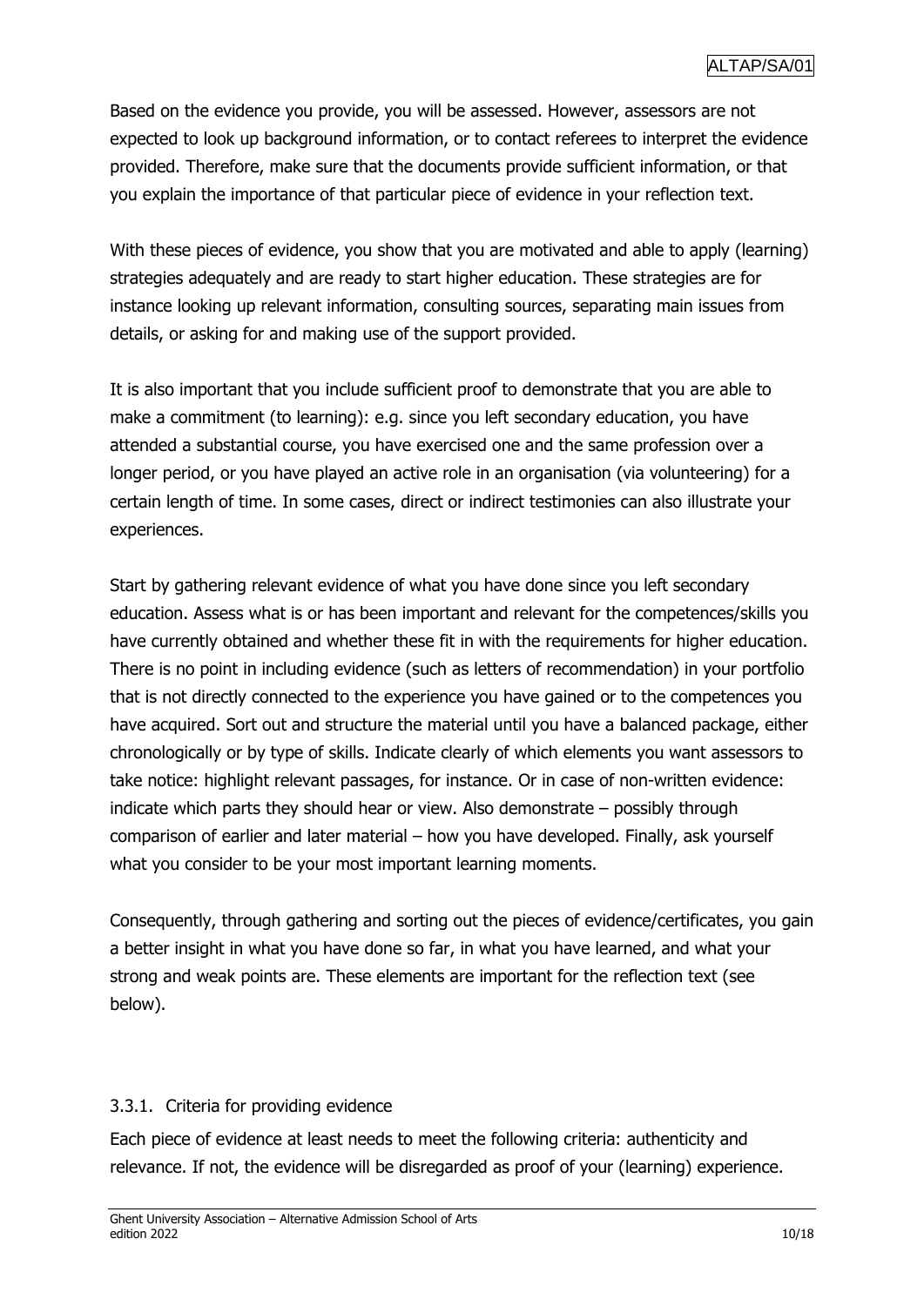Based on the evidence you provide, you will be assessed. However, assessors are not expected to look up background information, or to contact referees to interpret the evidence provided. Therefore, make sure that the documents provide sufficient information, or that you explain the importance of that particular piece of evidence in your reflection text.

With these pieces of evidence, you show that you are motivated and able to apply (learning) strategies adequately and are ready to start higher education. These strategies are for instance looking up relevant information, consulting sources, separating main issues from details, or asking for and making use of the support provided.

It is also important that you include sufficient proof to demonstrate that you are able to make a commitment (to learning): e.g. since you left secondary education, you have attended a substantial course, you have exercised one and the same profession over a longer period, or you have played an active role in an organisation (via volunteering) for a certain length of time. In some cases, direct or indirect testimonies can also illustrate your experiences.

Start by gathering relevant evidence of what you have done since you left secondary education. Assess what is or has been important and relevant for the competences/skills you have currently obtained and whether these fit in with the requirements for higher education. There is no point in including evidence (such as letters of recommendation) in your portfolio that is not directly connected to the experience you have gained or to the competences you have acquired. Sort out and structure the material until you have a balanced package, either chronologically or by type of skills. Indicate clearly of which elements you want assessors to take notice: highlight relevant passages, for instance. Or in case of non-written evidence: indicate which parts they should hear or view. Also demonstrate – possibly through comparison of earlier and later material – how you have developed. Finally, ask yourself what you consider to be your most important learning moments.

Consequently, through gathering and sorting out the pieces of evidence/certificates, you gain a better insight in what you have done so far, in what you have learned, and what your strong and weak points are. These elements are important for the reflection text (see below).

### 3.3.1. Criteria for providing evidence

Each piece of evidence at least needs to meet the following criteria: authenticity and relevance. If not, the evidence will be disregarded as proof of your (learning) experience.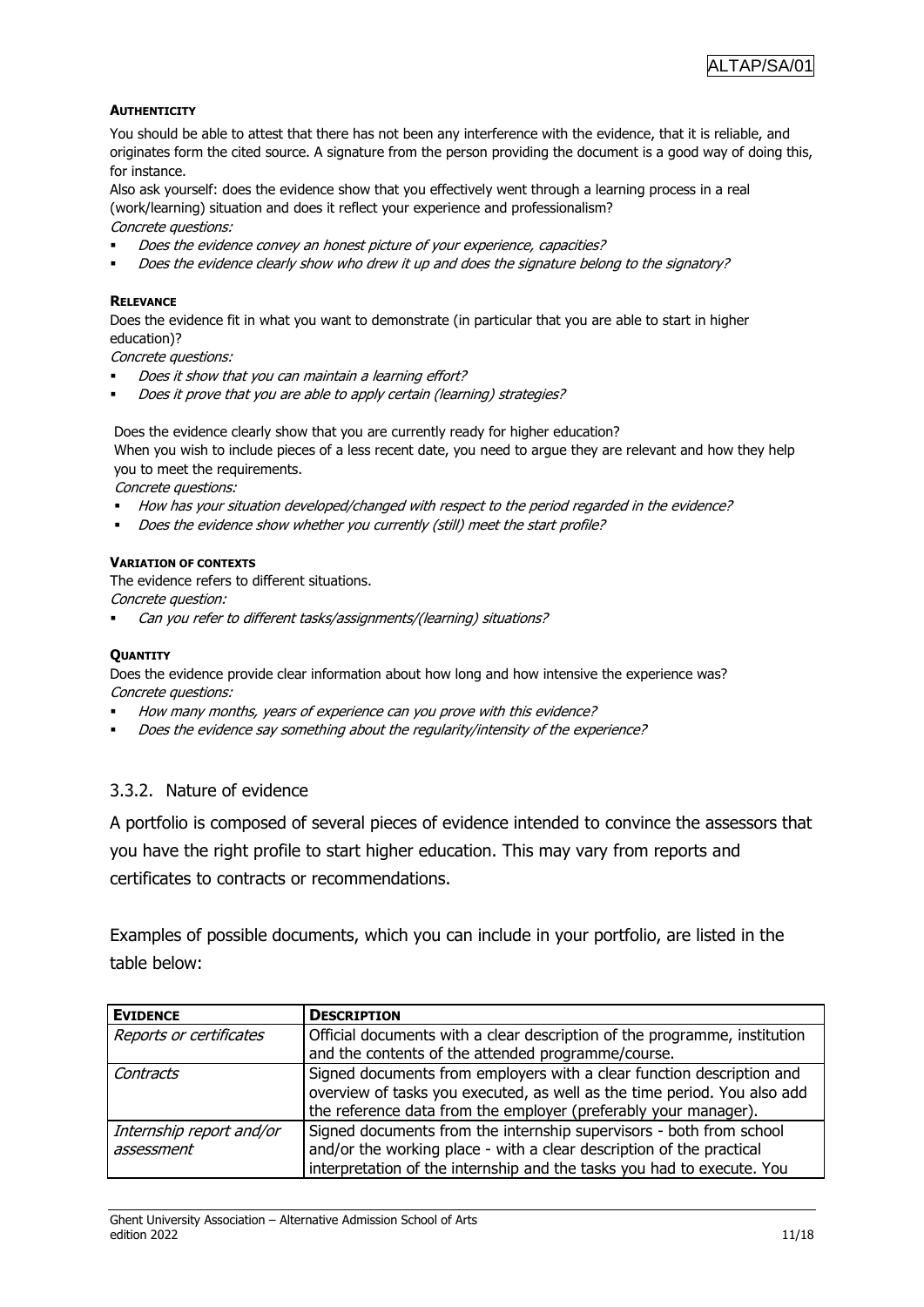**AUTHENTICITY**

You should be able to attest that there has not been any interference with the evidence, that it is reliable, and originates form the cited source. A signature from the person providing the document is a good way of doing this, for instance.

Also ask yourself: does the evidence show that you effectively went through a learning process in a real (work/learning) situation and does it reflect your experience and professionalism?

*Concrete questions:*

- *Does the evidence convey an honest picture of your experience, capacities?*
- *Does the evidence clearly show who drew it up and does the signature belong to the signatory?*

**RELEVANCE**

Does the evidence fit in what you want to demonstrate (in particular that you are able to start in higher education)?

*Concrete questions:*

- *Does it show that you can maintain a learning effort?*
- *Does it prove that you are able to apply certain (learning) strategies?*

Does the evidence clearly show that you are currently ready for higher education?

When you wish to include pieces of a less recent date, you need to argue they are relevant and how they help you to meet the requirements.

*Concrete questions:*

- *How has your situation developed/changed with respect to the period regarded in the evidence?*
- *Does the evidence show whether you currently (still) meet the start profile?*

**VARIATION OF CONTEXTS**

The evidence refers to different situations.

*Concrete question:*

- *Can you refer to different tasks/assignments/(learning) situations?*

**QUANTITY**

Does the evidence provide clear information about how long and how intensive the experience was?

*Concrete questions:*

- *How many months, years of experience can you prove with this evidence?*
- *Does the evidence say something about the regularity/intensity of the experience?*

### 3.3.2. Nature of evidence

A portfolio is composed of several pieces of evidence intended to convince the assessors that you have the right profile to start higher education. This may vary from reports and certificates to contracts or recommendations.

Examples of possible documents, which you can include in your portfolio, are listed in the table below:

| **EVIDENCE** | **DESCRIPTION** |
|---|---|
| *Reports or certificates* | Official documents with a clear description of the programme, institution and the contents of the attended programme/course. |
| *Contracts* | Signed documents from employers with a clear function description and overview of tasks you executed, as well as the time period. You also add the reference data from the employer (preferably your manager). |
| *Internship report and/or assessment* | Signed documents from the internship supervisors - both from school and/or the working place - with a clear description of the practical interpretation of the internship and the tasks you had to execute. You |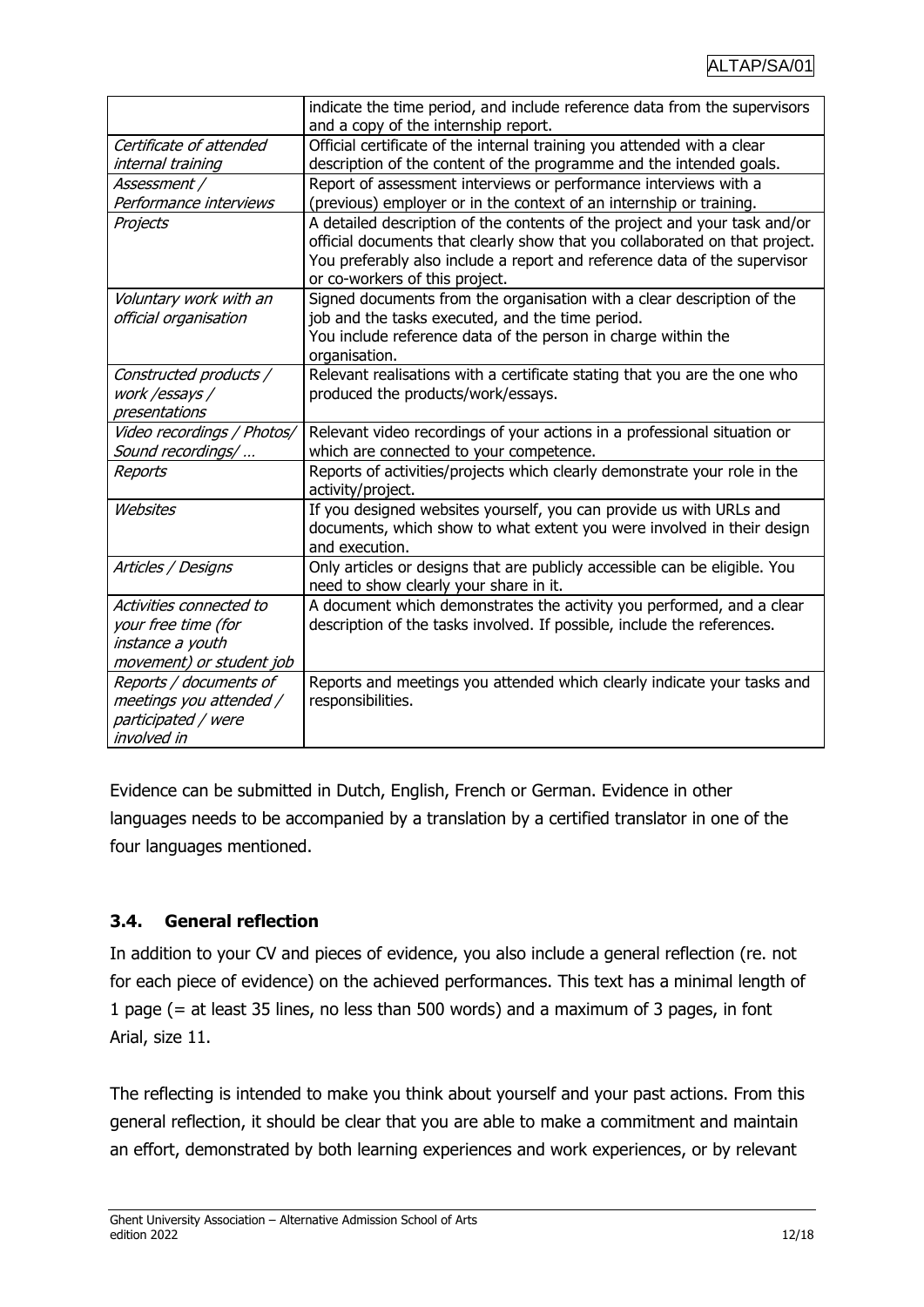| | |
|---|---|
| | indicate the time period, and include reference data from the supervisors and a copy of the internship report. |
| *Certificate of attended internal training* | Official certificate of the internal training you attended with a clear description of the content of the programme and the intended goals. |
| *Assessment / Performance interviews* | Report of assessment interviews or performance interviews with a (previous) employer or in the context of an internship or training. |
| *Projects* | A detailed description of the contents of the project and your task and/or official documents that clearly show that you collaborated on that project. You preferably also include a report and reference data of the supervisor or co-workers of this project. |
| *Voluntary work with an official organisation* | Signed documents from the organisation with a clear description of the job and the tasks executed, and the time period. You include reference data of the person in charge within the organisation. |
| *Constructed products / work /essays / presentations* | Relevant realisations with a certificate stating that you are the one who produced the products/work/essays. |
| *Video recordings / Photos/ Sound recordings/ …* | Relevant video recordings of your actions in a professional situation or which are connected to your competence. |
| *Reports* | Reports of activities/projects which clearly demonstrate your role in the activity/project. |
| *Websites* | If you designed websites yourself, you can provide us with URLs and documents, which show to what extent you were involved in their design and execution. |
| *Articles / Designs* | Only articles or designs that are publicly accessible can be eligible. You need to show clearly your share in it. |
| *Activities connected to your free time (for instance a youth movement) or student job* | A document which demonstrates the activity you performed, and a clear description of the tasks involved. If possible, include the references. |
| *Reports / documents of meetings you attended / participated / were involved in* | Reports and meetings you attended which clearly indicate your tasks and responsibilities. |

Evidence can be submitted in Dutch, English, French or German. Evidence in other languages needs to be accompanied by a translation by a certified translator in one of the four languages mentioned.

### 3.4. General reflection

In addition to your CV and pieces of evidence, you also include a general reflection (re. not for each piece of evidence) on the achieved performances. This text has a minimal length of 1 page (= at least 35 lines, no less than 500 words) and a maximum of 3 pages, in font Arial, size 11.

The reflecting is intended to make you think about yourself and your past actions. From this general reflection, it should be clear that you are able to make a commitment and maintain an effort, demonstrated by both learning experiences and work experiences, or by relevant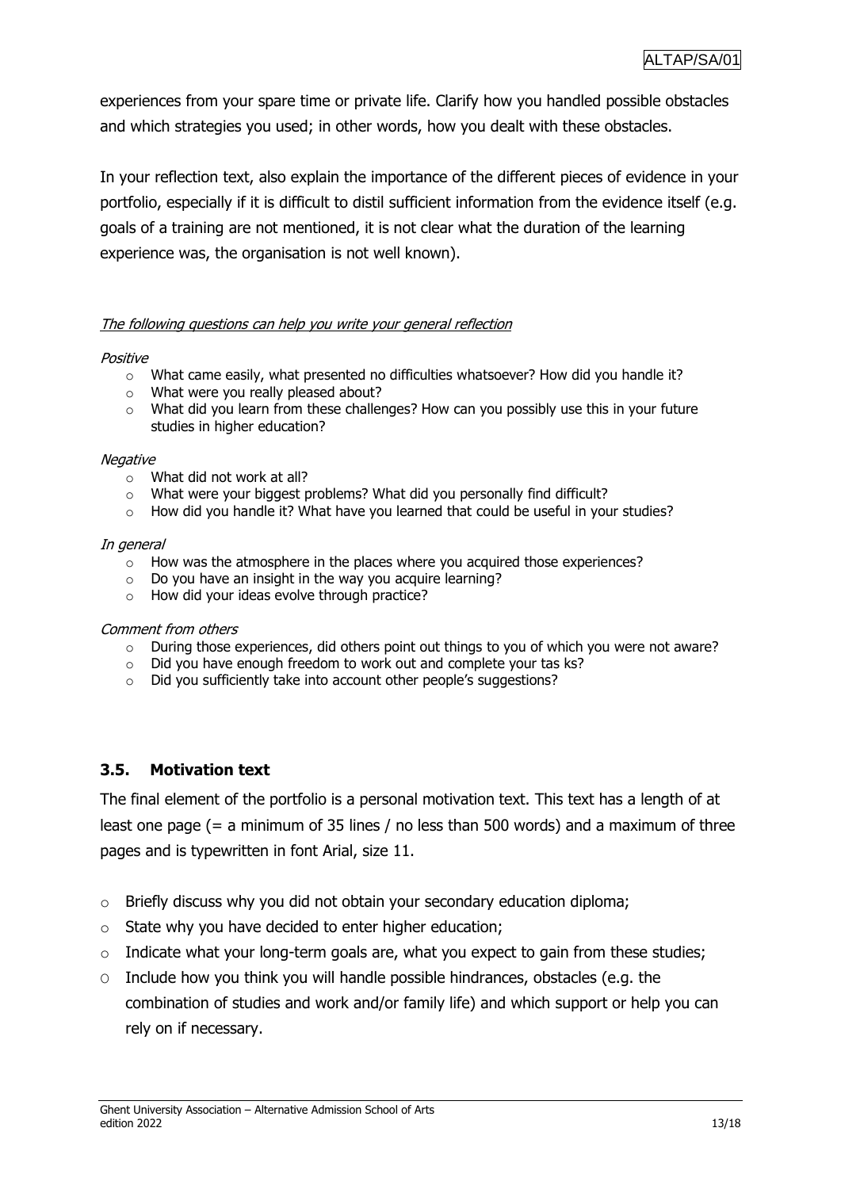experiences from your spare time or private life. Clarify how you handled possible obstacles and which strategies you used; in other words, how you dealt with these obstacles.

In your reflection text, also explain the importance of the different pieces of evidence in your portfolio, especially if it is difficult to distil sufficient information from the evidence itself (e.g. goals of a training are not mentioned, it is not clear what the duration of the learning experience was, the organisation is not well known).

*The following questions can help you write your general reflection*

*Positive*

- What came easily, what presented no difficulties whatsoever? How did you handle it?
- What were you really pleased about?
- What did you learn from these challenges? How can you possibly use this in your future studies in higher education?

*Negative*

- What did not work at all?
- What were your biggest problems? What did you personally find difficult?
- How did you handle it? What have you learned that could be useful in your studies?

*In general*

- How was the atmosphere in the places where you acquired those experiences?
- Do you have an insight in the way you acquire learning?
- How did your ideas evolve through practice?

*Comment from others*

- During those experiences, did others point out things to you of which you were not aware?
- Did you have enough freedom to work out and complete your tas ks?
- Did you sufficiently take into account other people's suggestions?

### 3.5. Motivation text

The final element of the portfolio is a personal motivation text. This text has a length of at least one page (= a minimum of 35 lines / no less than 500 words) and a maximum of three pages and is typewritten in font Arial, size 11.

- Briefly discuss why you did not obtain your secondary education diploma;
- State why you have decided to enter higher education;
- Indicate what your long-term goals are, what you expect to gain from these studies;
- Include how you think you will handle possible hindrances, obstacles (e.g. the combination of studies and work and/or family life) and which support or help you can rely on if necessary.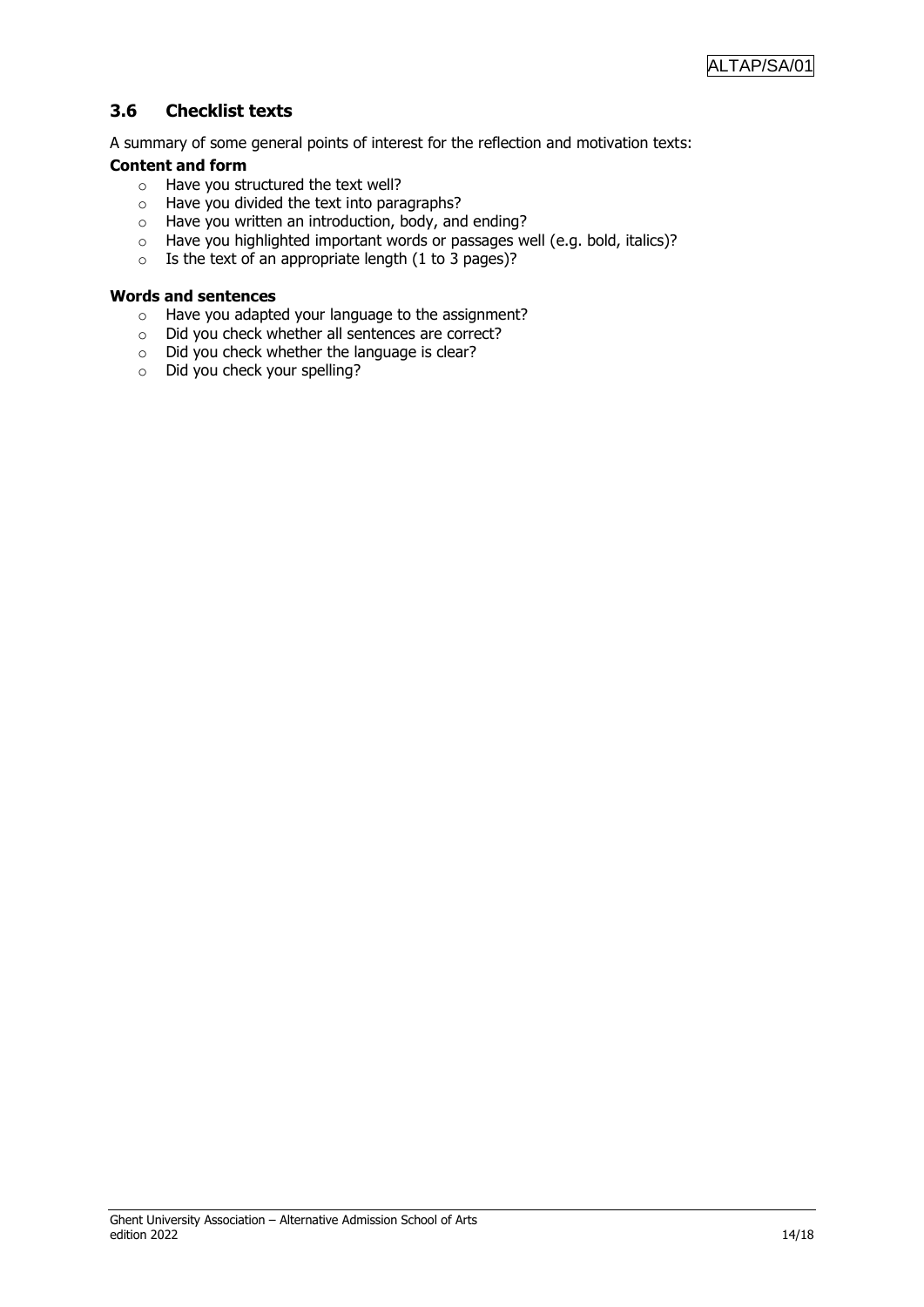## 3.6 Checklist texts

A summary of some general points of interest for the reflection and motivation texts:

**Content and form**

- Have you structured the text well?
- Have you divided the text into paragraphs?
- Have you written an introduction, body, and ending?
- Have you highlighted important words or passages well (e.g. bold, italics)?
- Is the text of an appropriate length (1 to 3 pages)?

**Words and sentences**

- Have you adapted your language to the assignment?
- Did you check whether all sentences are correct?
- Did you check whether the language is clear?
- Did you check your spelling?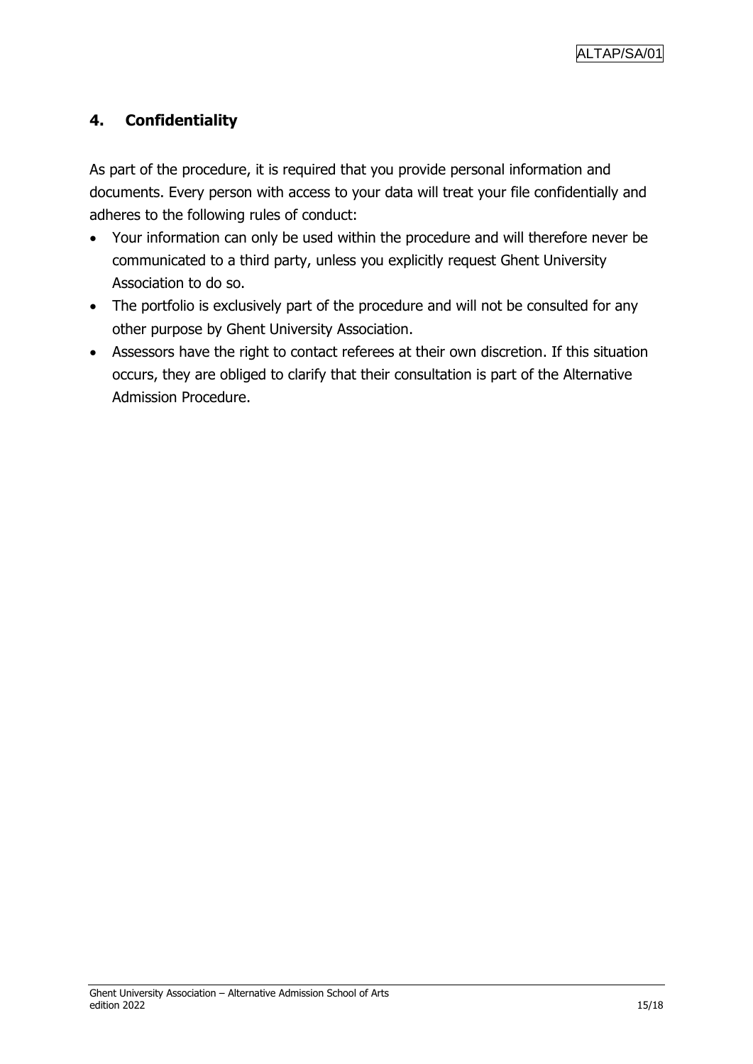## 4. Confidentiality

As part of the procedure, it is required that you provide personal information and documents. Every person with access to your data will treat your file confidentially and adheres to the following rules of conduct:

- Your information can only be used within the procedure and will therefore never be communicated to a third party, unless you explicitly request Ghent University Association to do so.
- The portfolio is exclusively part of the procedure and will not be consulted for any other purpose by Ghent University Association.
- Assessors have the right to contact referees at their own discretion. If this situation occurs, they are obliged to clarify that their consultation is part of the Alternative Admission Procedure.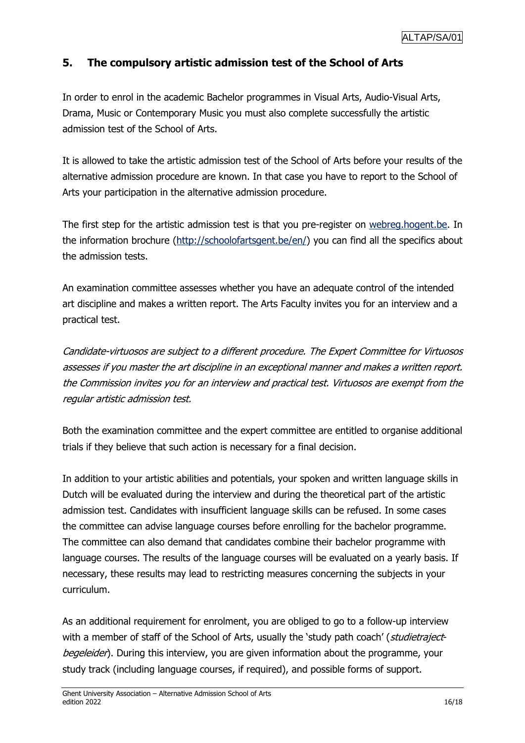## 5. The compulsory artistic admission test of the School of Arts

In order to enrol in the academic Bachelor programmes in Visual Arts, Audio-Visual Arts, Drama, Music or Contemporary Music you must also complete successfully the artistic admission test of the School of Arts.

It is allowed to take the artistic admission test of the School of Arts before your results of the alternative admission procedure are known. In that case you have to report to the School of Arts your participation in the alternative admission procedure.

The first step for the artistic admission test is that you pre-register on [webreg.hogent.be](webreg.hogent.be). In the information brochure ([http://schoolofartsgent.be/en/](http://schoolofartsgent.be/en/)) you can find all the specifics about the admission tests.

An examination committee assesses whether you have an adequate control of the intended art discipline and makes a written report. The Arts Faculty invites you for an interview and a practical test.

*Candidate-virtuosos are subject to a different procedure. The Expert Committee for Virtuosos assesses if you master the art discipline in an exceptional manner and makes a written report. the Commission invites you for an interview and practical test. Virtuosos are exempt from the regular artistic admission test.*

Both the examination committee and the expert committee are entitled to organise additional trials if they believe that such action is necessary for a final decision.

In addition to your artistic abilities and potentials, your spoken and written language skills in Dutch will be evaluated during the interview and during the theoretical part of the artistic admission test. Candidates with insufficient language skills can be refused. In some cases the committee can advise language courses before enrolling for the bachelor programme. The committee can also demand that candidates combine their bachelor programme with language courses. The results of the language courses will be evaluated on a yearly basis. If necessary, these results may lead to restricting measures concerning the subjects in your curriculum.

As an additional requirement for enrolment, you are obliged to go to a follow-up interview with a member of staff of the School of Arts, usually the 'study path coach' (*studietraject-begeleider*). During this interview, you are given information about the programme, your study track (including language courses, if required), and possible forms of support.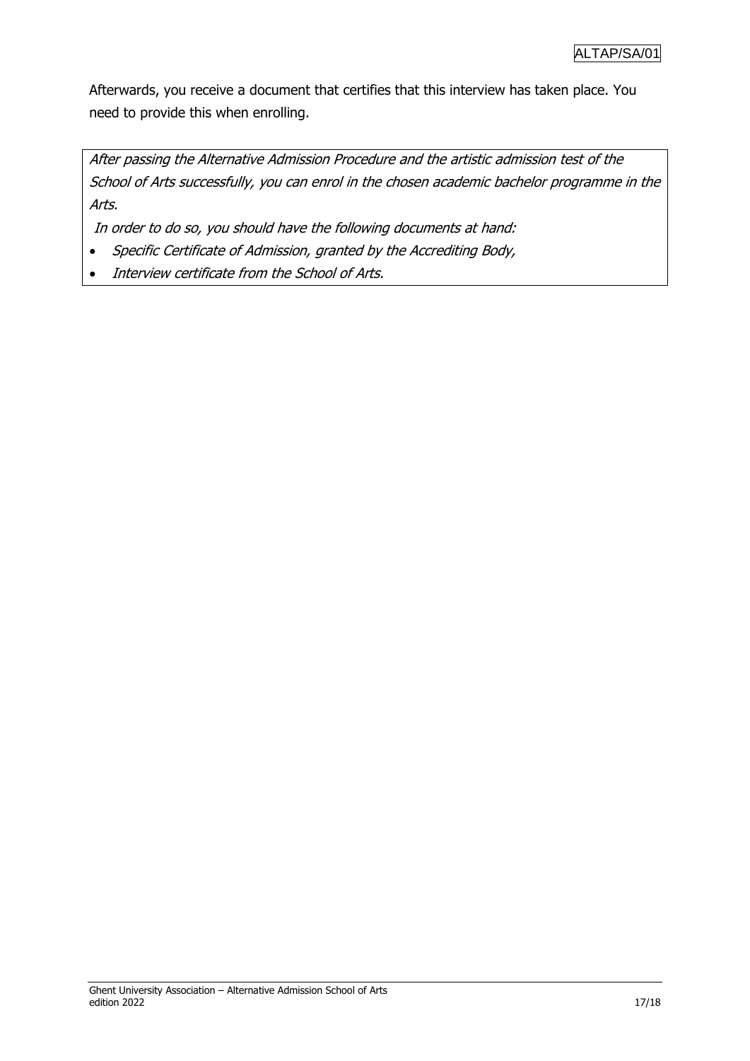Afterwards, you receive a document that certifies that this interview has taken place. You need to provide this when enrolling.

*After passing the Alternative Admission Procedure and the artistic admission test of the School of Arts successfully, you can enrol in the chosen academic bachelor programme in the Arts.*

*In order to do so, you should have the following documents at hand:*

- *Specific Certificate of Admission, granted by the Accrediting Body,*
- *Interview certificate from the School of Arts.*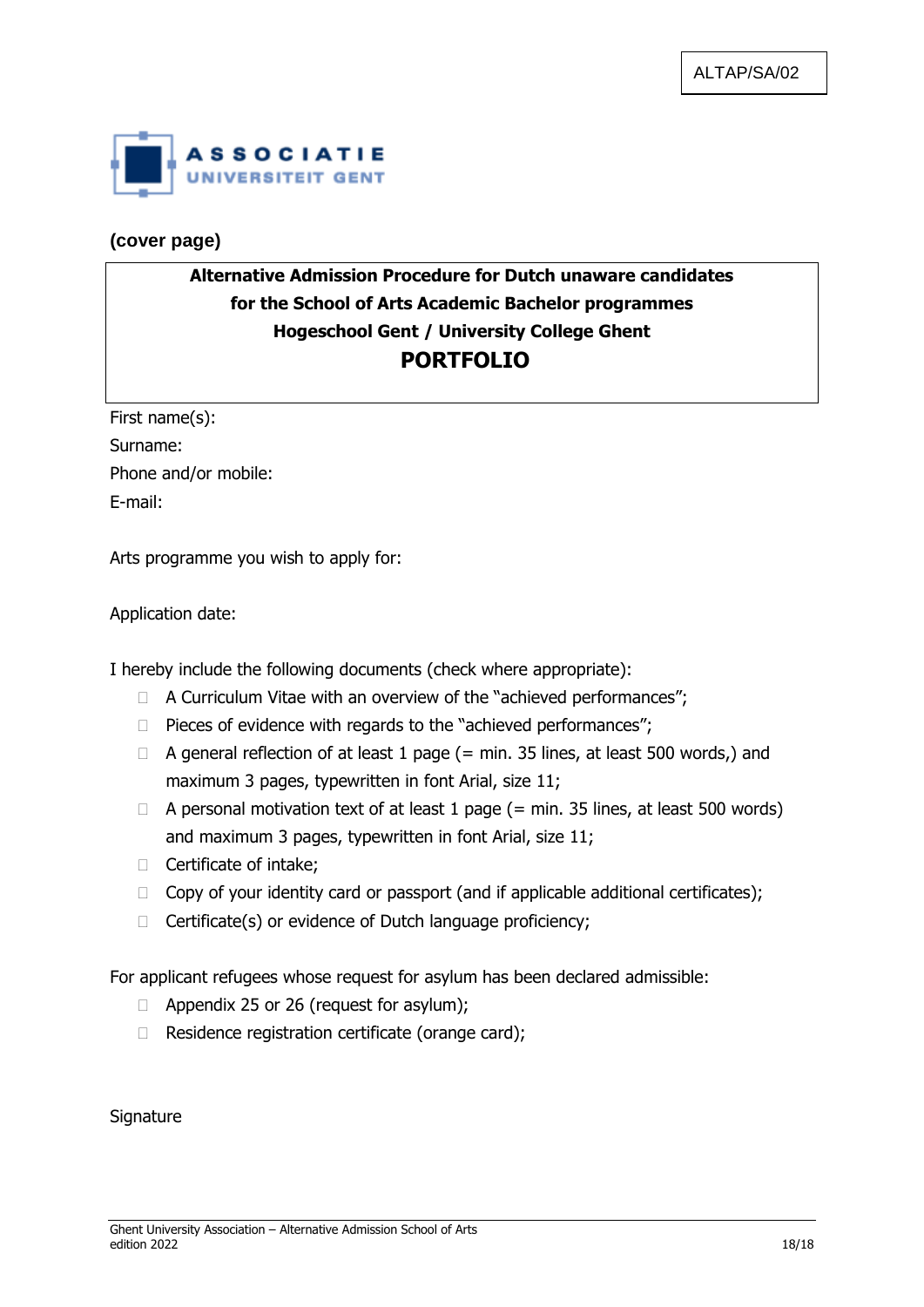ALTAP/SA/02

**ASSOCIATIE UNIVERSITEIT GENT**

**(cover page)**

**Alternative Admission Procedure for Dutch unaware candidates**
**for the School of Arts Academic Bachelor programmes**
**Hogeschool Gent / University College Ghent**

## PORTFOLIO

First name(s):

Surname:

Phone and/or mobile:

E-mail:

Arts programme you wish to apply for:

Application date:

I hereby include the following documents (check where appropriate):

- ☐ A Curriculum Vitae with an overview of the "achieved performances";
- ☐ Pieces of evidence with regards to the "achieved performances";
- ☐ A general reflection of at least 1 page (= min. 35 lines, at least 500 words,) and maximum 3 pages, typewritten in font Arial, size 11;
- ☐ A personal motivation text of at least 1 page (= min. 35 lines, at least 500 words) and maximum 3 pages, typewritten in font Arial, size 11;
- ☐ Certificate of intake;
- ☐ Copy of your identity card or passport (and if applicable additional certificates);
- ☐ Certificate(s) or evidence of Dutch language proficiency;

For applicant refugees whose request for asylum has been declared admissible:

- ☐ Appendix 25 or 26 (request for asylum);
- ☐ Residence registration certificate (orange card);

Signature